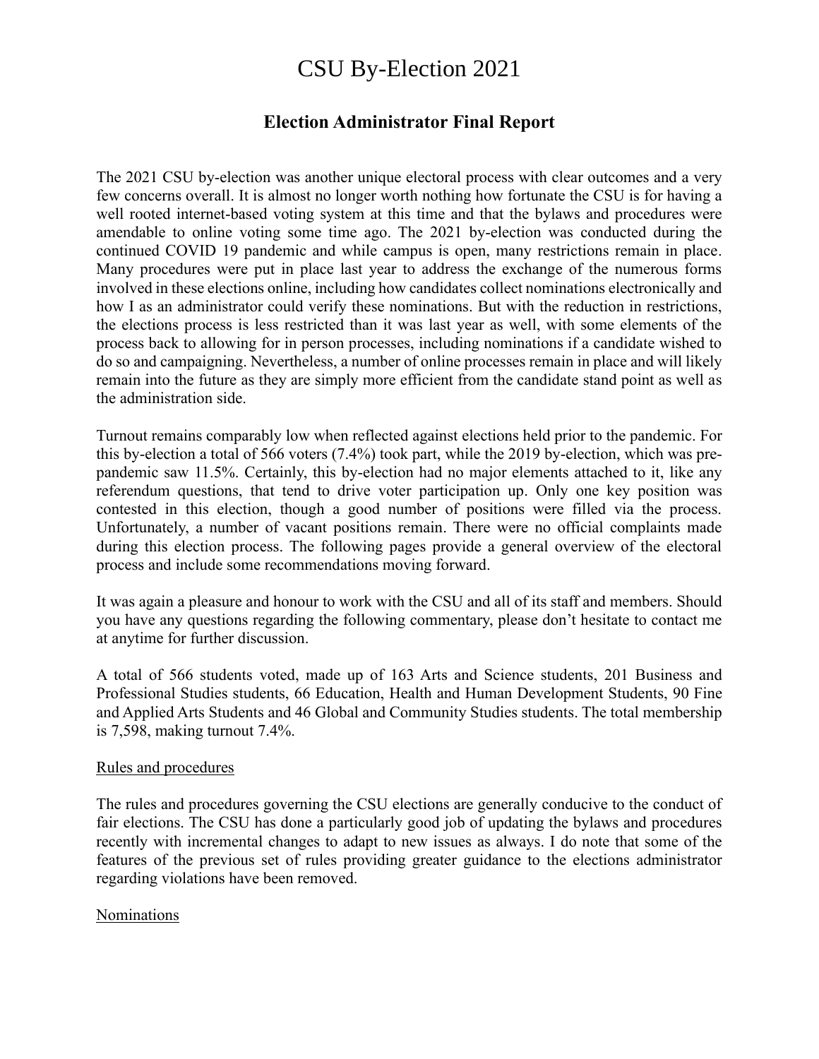# CSU By-Election 2021

## Election Administrator Final Report

The 2021 CSU by-election was another unique electoral process with clear outcomes and a very few concerns overall. It is almost no longer worth nothing how fortunate the CSU is for having a well rooted internet-based voting system at this time and that the bylaws and procedures were amendable to online voting some time ago. The 2021 by-election was conducted during the continued COVID 19 pandemic and while campus is open, many restrictions remain in place. Many procedures were put in place last year to address the exchange of the numerous forms involved in these elections online, including how candidates collect nominations electronically and how I as an administrator could verify these nominations. But with the reduction in restrictions, the elections process is less restricted than it was last year as well, with some elements of the process back to allowing for in person processes, including nominations if a candidate wished to do so and campaigning. Nevertheless, a number of online processes remain in place and will likely remain into the future as they are simply more efficient from the candidate stand point as well as the administration side.

Turnout remains comparably low when reflected against elections held prior to the pandemic. For this by-election a total of 566 voters (7.4%) took part, while the 2019 by-election, which was pre-pandemic saw 11.5%. Certainly, this by-election had no major elements attached to it, like any referendum questions, that tend to drive voter participation up. Only one key position was contested in this election, though a good number of positions were filled via the process. Unfortunately, a number of vacant positions remain. There were no official complaints made during this election process. The following pages provide a general overview of the electoral process and include some recommendations moving forward.

It was again a pleasure and honour to work with the CSU and all of its staff and members. Should you have any questions regarding the following commentary, please don't hesitate to contact me at anytime for further discussion.

A total of 566 students voted, made up of 163 Arts and Science students, 201 Business and Professional Studies students, 66 Education, Health and Human Development Students, 90 Fine and Applied Arts Students and 46 Global and Community Studies students. The total membership is 7,598, making turnout 7.4%.

<u>Rules and procedures</u>

The rules and procedures governing the CSU elections are generally conducive to the conduct of fair elections. The CSU has done a particularly good job of updating the bylaws and procedures recently with incremental changes to adapt to new issues as always. I do note that some of the features of the previous set of rules providing greater guidance to the elections administrator regarding violations have been removed.

<u>Nominations</u>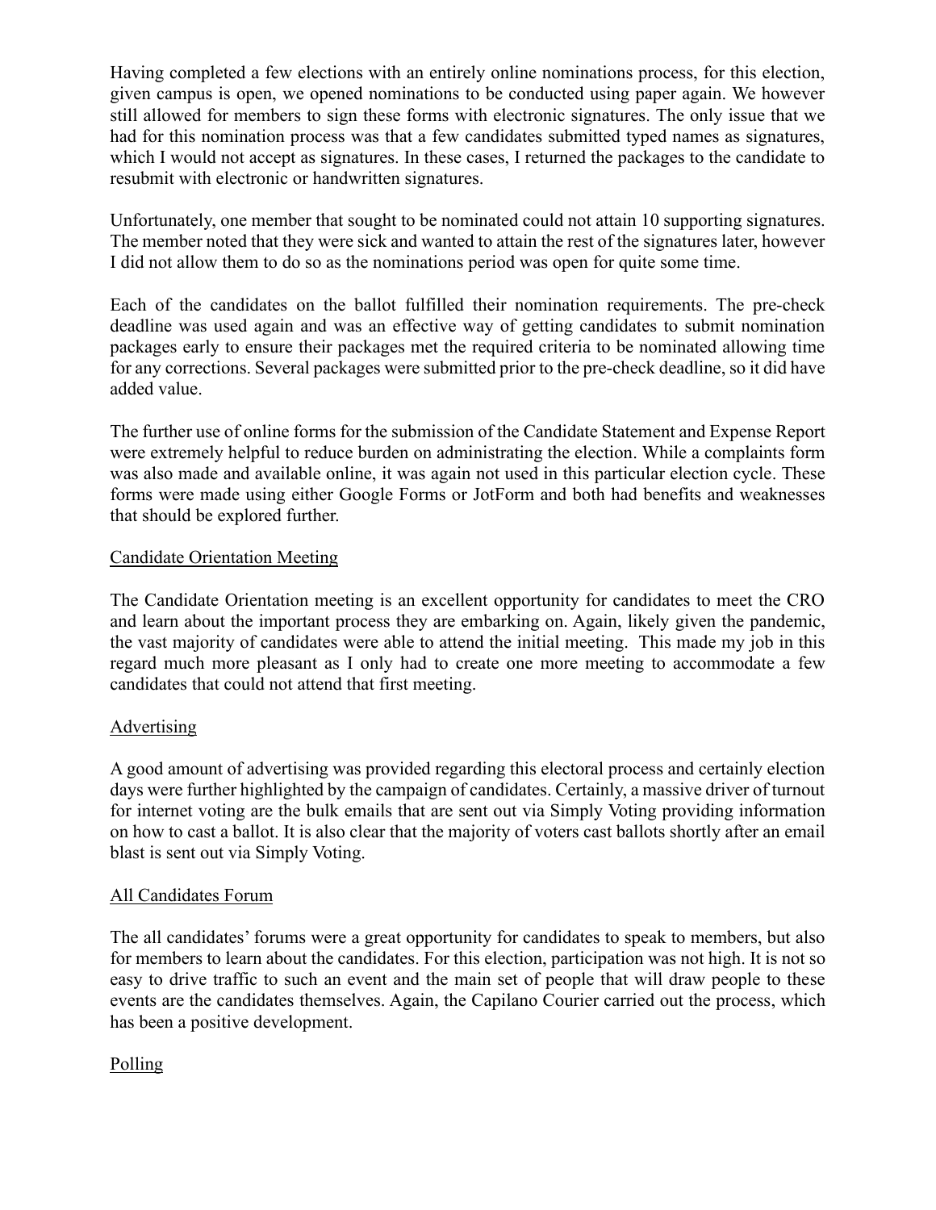Having completed a few elections with an entirely online nominations process, for this election, given campus is open, we opened nominations to be conducted using paper again. We however still allowed for members to sign these forms with electronic signatures. The only issue that we had for this nomination process was that a few candidates submitted typed names as signatures, which I would not accept as signatures. In these cases, I returned the packages to the candidate to resubmit with electronic or handwritten signatures.

Unfortunately, one member that sought to be nominated could not attain 10 supporting signatures. The member noted that they were sick and wanted to attain the rest of the signatures later, however I did not allow them to do so as the nominations period was open for quite some time.

Each of the candidates on the ballot fulfilled their nomination requirements. The pre-check deadline was used again and was an effective way of getting candidates to submit nomination packages early to ensure their packages met the required criteria to be nominated allowing time for any corrections. Several packages were submitted prior to the pre-check deadline, so it did have added value.

The further use of online forms for the submission of the Candidate Statement and Expense Report were extremely helpful to reduce burden on administrating the election. While a complaints form was also made and available online, it was again not used in this particular election cycle. These forms were made using either Google Forms or JotForm and both had benefits and weaknesses that should be explored further.

## Candidate Orientation Meeting

The Candidate Orientation meeting is an excellent opportunity for candidates to meet the CRO and learn about the important process they are embarking on. Again, likely given the pandemic, the vast majority of candidates were able to attend the initial meeting. This made my job in this regard much more pleasant as I only had to create one more meeting to accommodate a few candidates that could not attend that first meeting.

## Advertising

A good amount of advertising was provided regarding this electoral process and certainly election days were further highlighted by the campaign of candidates. Certainly, a massive driver of turnout for internet voting are the bulk emails that are sent out via Simply Voting providing information on how to cast a ballot. It is also clear that the majority of voters cast ballots shortly after an email blast is sent out via Simply Voting.

## All Candidates Forum

The all candidates' forums were a great opportunity for candidates to speak to members, but also for members to learn about the candidates. For this election, participation was not high. It is not so easy to drive traffic to such an event and the main set of people that will draw people to these events are the candidates themselves. Again, the Capilano Courier carried out the process, which has been a positive development.

## Polling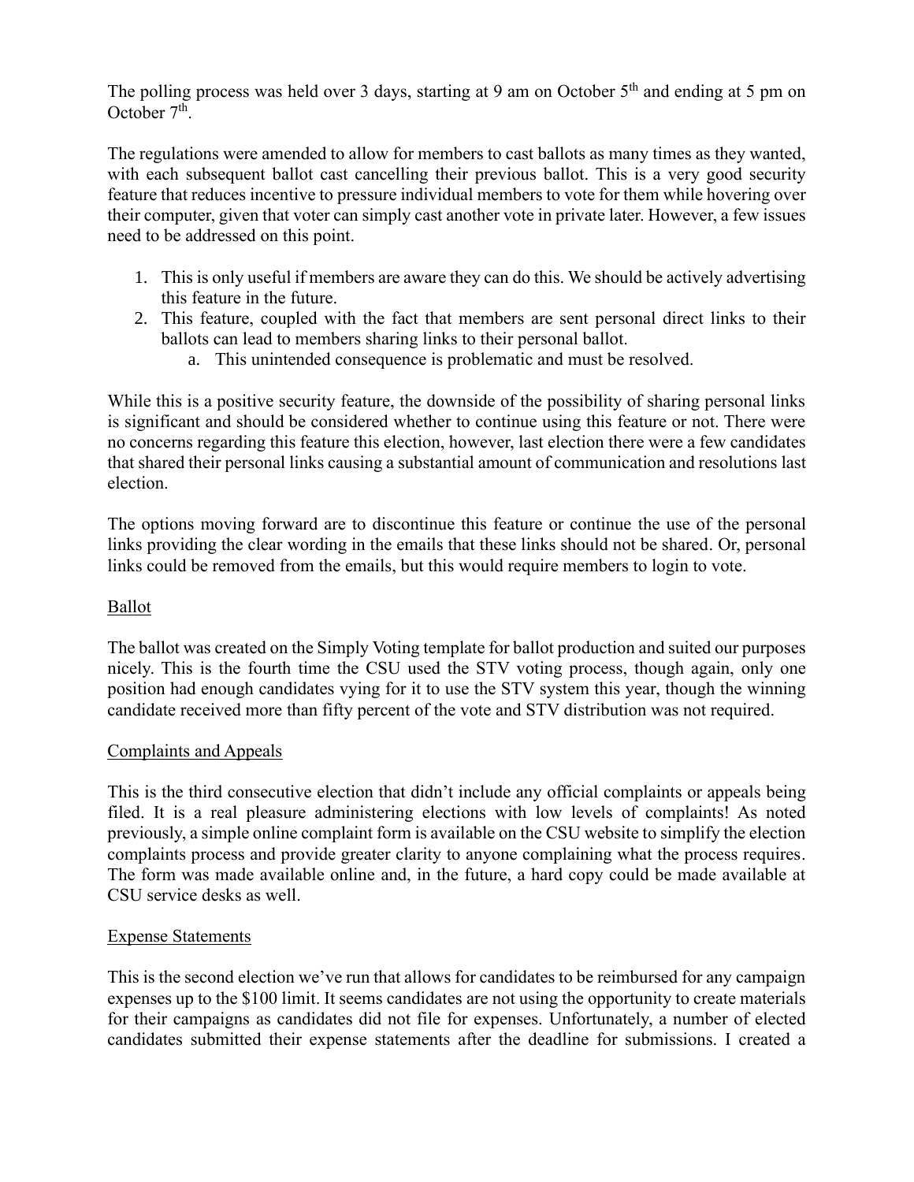The polling process was held over 3 days, starting at 9 am on October 5th and ending at 5 pm on October 7th.

The regulations were amended to allow for members to cast ballots as many times as they wanted, with each subsequent ballot cast cancelling their previous ballot. This is a very good security feature that reduces incentive to pressure individual members to vote for them while hovering over their computer, given that voter can simply cast another vote in private later. However, a few issues need to be addressed on this point.

1. This is only useful if members are aware they can do this. We should be actively advertising this feature in the future.
2. This feature, coupled with the fact that members are sent personal direct links to their ballots can lead to members sharing links to their personal ballot.
    a. This unintended consequence is problematic and must be resolved.

While this is a positive security feature, the downside of the possibility of sharing personal links is significant and should be considered whether to continue using this feature or not. There were no concerns regarding this feature this election, however, last election there were a few candidates that shared their personal links causing a substantial amount of communication and resolutions last election.

The options moving forward are to discontinue this feature or continue the use of the personal links providing the clear wording in the emails that these links should not be shared. Or, personal links could be removed from the emails, but this would require members to login to vote.

## Ballot

The ballot was created on the Simply Voting template for ballot production and suited our purposes nicely. This is the fourth time the CSU used the STV voting process, though again, only one position had enough candidates vying for it to use the STV system this year, though the winning candidate received more than fifty percent of the vote and STV distribution was not required.

## Complaints and Appeals

This is the third consecutive election that didn't include any official complaints or appeals being filed. It is a real pleasure administering elections with low levels of complaints! As noted previously, a simple online complaint form is available on the CSU website to simplify the election complaints process and provide greater clarity to anyone complaining what the process requires. The form was made available online and, in the future, a hard copy could be made available at CSU service desks as well.

## Expense Statements

This is the second election we've run that allows for candidates to be reimbursed for any campaign expenses up to the $100 limit. It seems candidates are not using the opportunity to create materials for their campaigns as candidates did not file for expenses. Unfortunately, a number of elected candidates submitted their expense statements after the deadline for submissions. I created a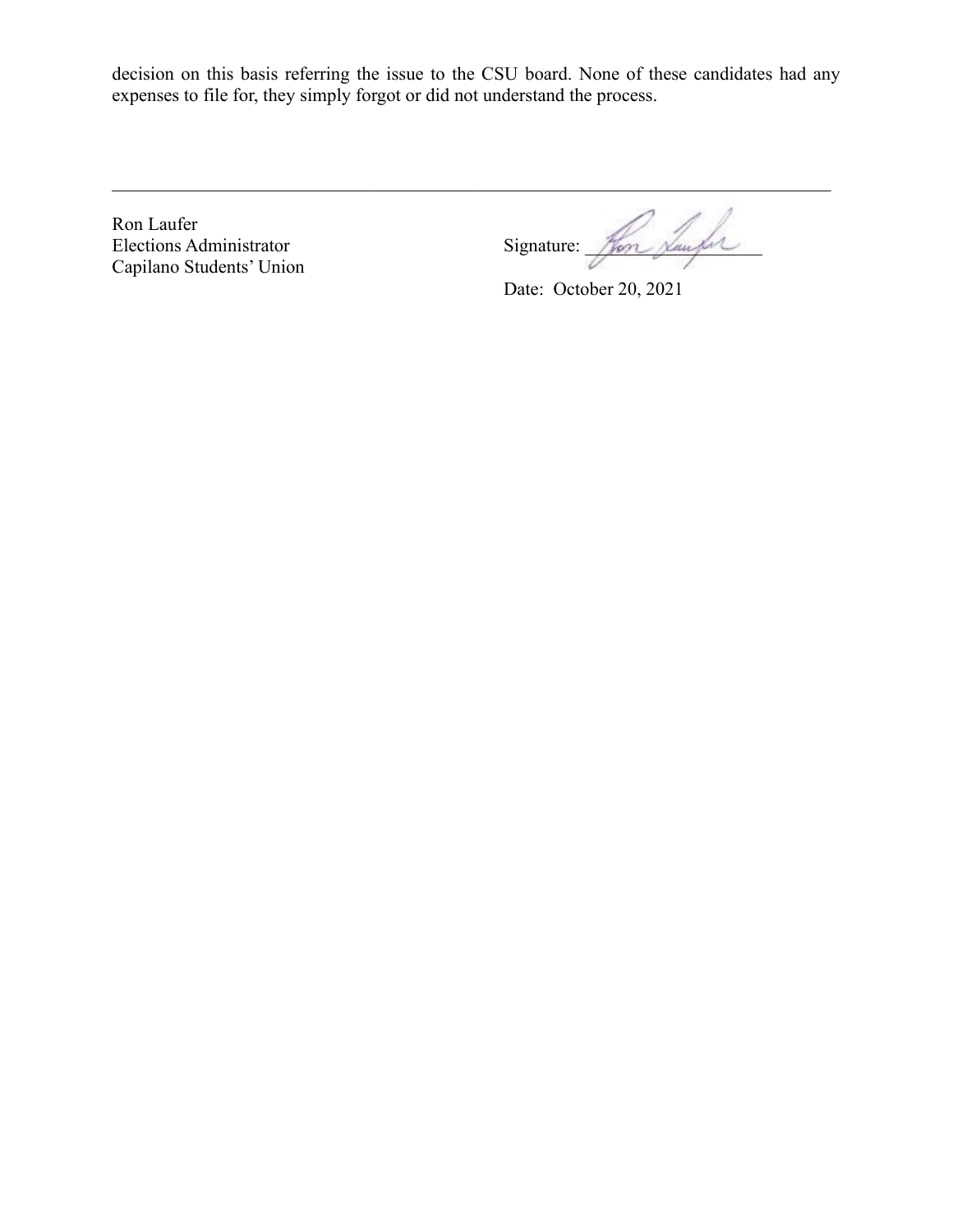decision on this basis referring the issue to the CSU board. None of these candidates had any expenses to file for, they simply forgot or did not understand the process.

---

Ron Laufer
Elections Administrator
Capilano Students' Union

Signature: ____________________

Date: October 20, 2021